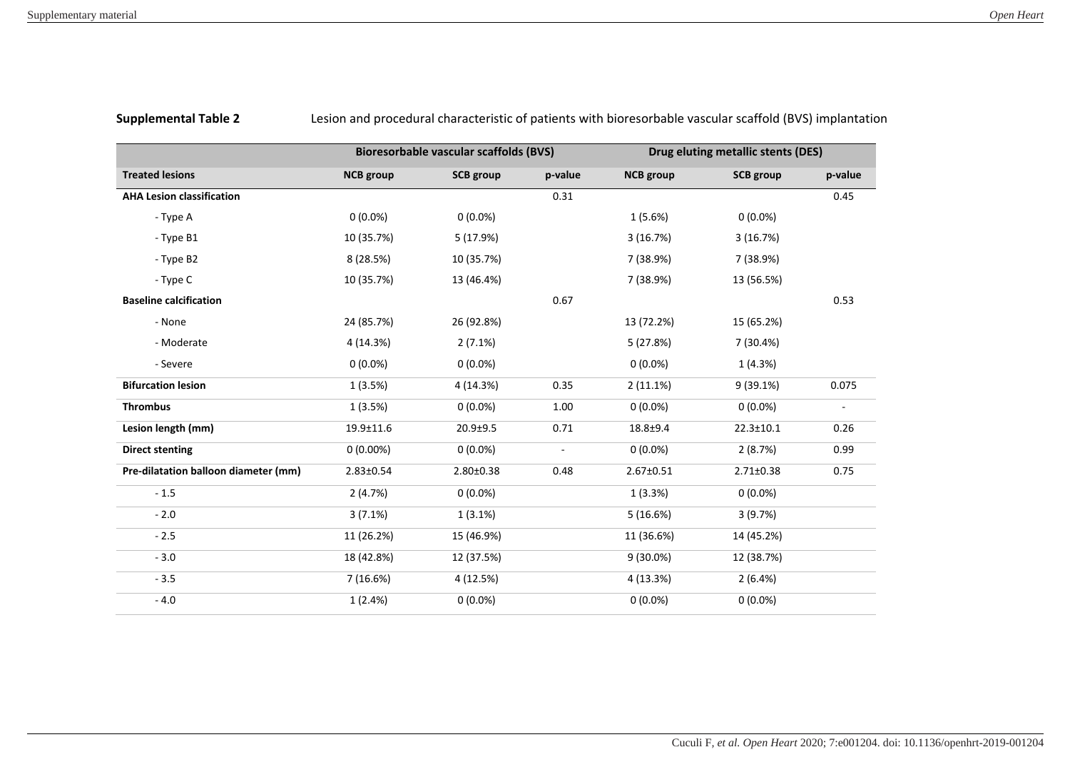**Supplemental Table 2** Lesion and procedural characteristic of patients with bioresorbable vascular scaffold (BVS) implantation

| | Bioresorbable vascular scaffolds (BVS) | | | Drug eluting metallic stents (DES) | | |
|---|---|---|---|---|---|---|
| **Treated lesions** | **NCB group** | **SCB group** | **p-value** | **NCB group** | **SCB group** | **p-value** |
| **AHA Lesion classification** | | | 0.31 | | | 0.45 |
| - Type A | 0 (0.0%) | 0 (0.0%) | | 1 (5.6%) | 0 (0.0%) | |
| - Type B1 | 10 (35.7%) | 5 (17.9%) | | 3 (16.7%) | 3 (16.7%) | |
| - Type B2 | 8 (28.5%) | 10 (35.7%) | | 7 (38.9%) | 7 (38.9%) | |
| - Type C | 10 (35.7%) | 13 (46.4%) | | 7 (38.9%) | 13 (56.5%) | |
| **Baseline calcification** | | | 0.67 | | | 0.53 |
| - None | 24 (85.7%) | 26 (92.8%) | | 13 (72.2%) | 15 (65.2%) | |
| - Moderate | 4 (14.3%) | 2 (7.1%) | | 5 (27.8%) | 7 (30.4%) | |
| - Severe | 0 (0.0%) | 0 (0.0%) | | 0 (0.0%) | 1 (4.3%) | |
| **Bifurcation lesion** | 1 (3.5%) | 4 (14.3%) | 0.35 | 2 (11.1%) | 9 (39.1%) | 0.075 |
| **Thrombus** | 1 (3.5%) | 0 (0.0%) | 1.00 | 0 (0.0%) | 0 (0.0%) | - |
| **Lesion length (mm)** | 19.9±11.6 | 20.9±9.5 | 0.71 | 18.8±9.4 | 22.3±10.1 | 0.26 |
| **Direct stenting** | 0 (0.00%) | 0 (0.0%) | - | 0 (0.0%) | 2 (8.7%) | 0.99 |
| **Pre-dilatation balloon diameter (mm)** | 2.83±0.54 | 2.80±0.38 | 0.48 | 2.67±0.51 | 2.71±0.38 | 0.75 |
| - 1.5 | 2 (4.7%) | 0 (0.0%) | | 1 (3.3%) | 0 (0.0%) | |
| - 2.0 | 3 (7.1%) | 1 (3.1%) | | 5 (16.6%) | 3 (9.7%) | |
| - 2.5 | 11 (26.2%) | 15 (46.9%) | | 11 (36.6%) | 14 (45.2%) | |
| - 3.0 | 18 (42.8%) | 12 (37.5%) | | 9 (30.0%) | 12 (38.7%) | |
| - 3.5 | 7 (16.6%) | 4 (12.5%) | | 4 (13.3%) | 2 (6.4%) | |
| - 4.0 | 1 (2.4%) | 0 (0.0%) | | 0 (0.0%) | 0 (0.0%) | |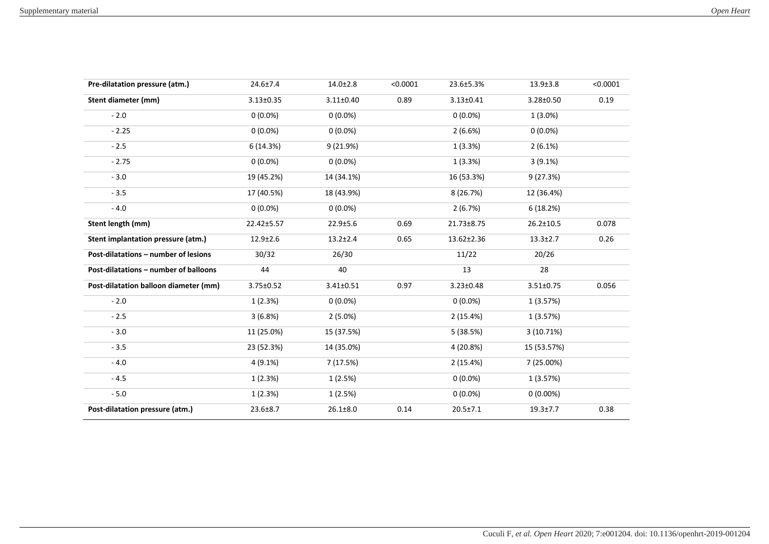| | | | | | | |
|---|---|---|---|---|---|---|
| **Pre-dilatation pressure (atm.)** | 24.6±7.4 | 14.0±2.8 | <0.0001 | 23.6±5.3% | 13.9±3.8 | <0.0001 |
| **Stent diameter (mm)** | 3.13±0.35 | 3.11±0.40 | 0.89 | 3.13±0.41 | 3.28±0.50 | 0.19 |
| - 2.0 | 0 (0.0%) | 0 (0.0%) | | 0 (0.0%) | 1 (3.0%) | |
| - 2.25 | 0 (0.0%) | 0 (0.0%) | | 2 (6.6%) | 0 (0.0%) | |
| - 2.5 | 6 (14.3%) | 9 (21.9%) | | 1 (3.3%) | 2 (6.1%) | |
| - 2.75 | 0 (0.0%) | 0 (0.0%) | | 1 (3.3%) | 3 (9.1%) | |
| - 3.0 | 19 (45.2%) | 14 (34.1%) | | 16 (53.3%) | 9 (27.3%) | |
| - 3.5 | 17 (40.5%) | 18 (43.9%) | | 8 (26.7%) | 12 (36.4%) | |
| - 4.0 | 0 (0.0%) | 0 (0.0%) | | 2 (6.7%) | 6 (18.2%) | |
| **Stent length (mm)** | 22.42±5.57 | 22.9±5.6 | 0.69 | 21.73±8.75 | 26.2±10.5 | 0.078 |
| **Stent implantation pressure (atm.)** | 12.9±2.6 | 13.2±2.4 | 0.65 | 13.62±2.36 | 13.3±2.7 | 0.26 |
| **Post-dilatations – number of lesions** | 30/32 | 26/30 | | 11/22 | 20/26 | |
| **Post-dilatations – number of balloons** | 44 | 40 | | 13 | 28 | |
| **Post-dilatation balloon diameter (mm)** | 3.75±0.52 | 3.41±0.51 | 0.97 | 3.23±0.48 | 3.51±0.75 | 0.056 |
| - 2.0 | 1 (2.3%) | 0 (0.0%) | | 0 (0.0%) | 1 (3.57%) | |
| - 2.5 | 3 (6.8%) | 2 (5.0%) | | 2 (15.4%) | 1 (3.57%) | |
| - 3.0 | 11 (25.0%) | 15 (37.5%) | | 5 (38.5%) | 3 (10.71%) | |
| - 3.5 | 23 (52.3%) | 14 (35.0%) | | 4 (20.8%) | 15 (53.57%) | |
| - 4.0 | 4 (9.1%) | 7 (17.5%) | | 2 (15.4%) | 7 (25.00%) | |
| - 4.5 | 1 (2.3%) | 1 (2.5%) | | 0 (0.0%) | 1 (3.57%) | |
| - 5.0 | 1 (2.3%) | 1 (2.5%) | | 0 (0.0%) | 0 (0.00%) | |
| **Post-dilatation pressure (atm.)** | 23.6±8.7 | 26.1±8.0 | 0.14 | 20.5±7.1 | 19.3±7.7 | 0.38 |